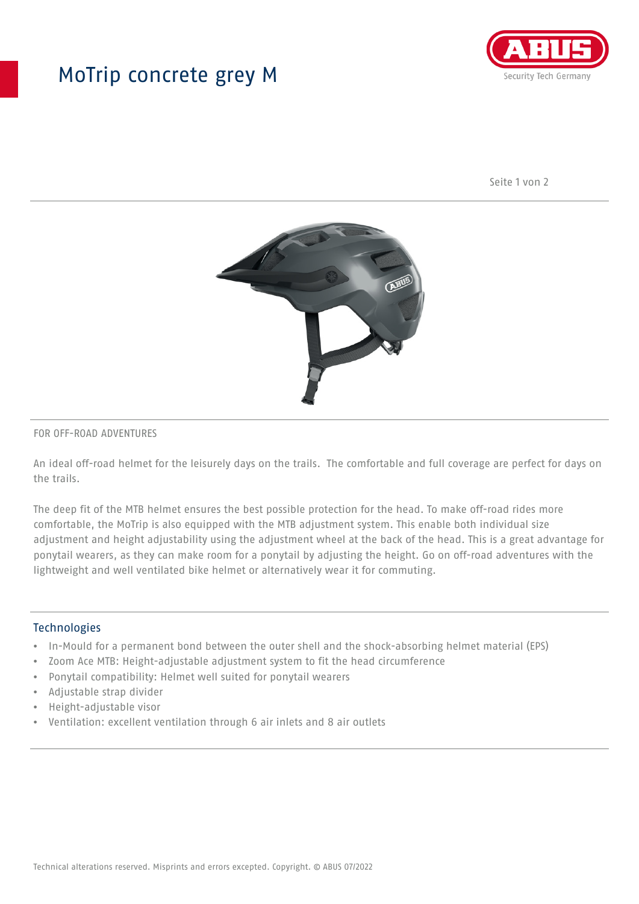# MoTrip concrete grey M

FOR OFF-ROAD ADVENTURES

An ideal off-road helmet for the leisurely days on the trails.  The comfortable and full coverage are perfect for days on the trails.

The deep fit of the MTB helmet ensures the best possible protection for the head. To make off-road rides more comfortable, the MoTrip is also equipped with the MTB adjustment system. This enable both individual size adjustment and height adjustability using the adjustment wheel at the back of the head. This is a great advantage for ponytail wearers, as they can make room for a ponytail by adjusting the height. Go on off-road adventures with the lightweight and well ventilated bike helmet or alternatively wear it for commuting.

## Technologies

- In-Mould for a permanent bond between the outer shell and the shock-absorbing helmet material (EPS)
- Zoom Ace MTB: Height-adjustable adjustment system to fit the head circumference
- Ponytail compatibility: Helmet well suited for ponytail wearers
- Adjustable strap divider
- Height-adjustable visor
- Ventilation: excellent ventilation through 6 air inlets and 8 air outlets

Technical alterations reserved. Misprints and errors excepted. Copyright. © ABUS 07/2022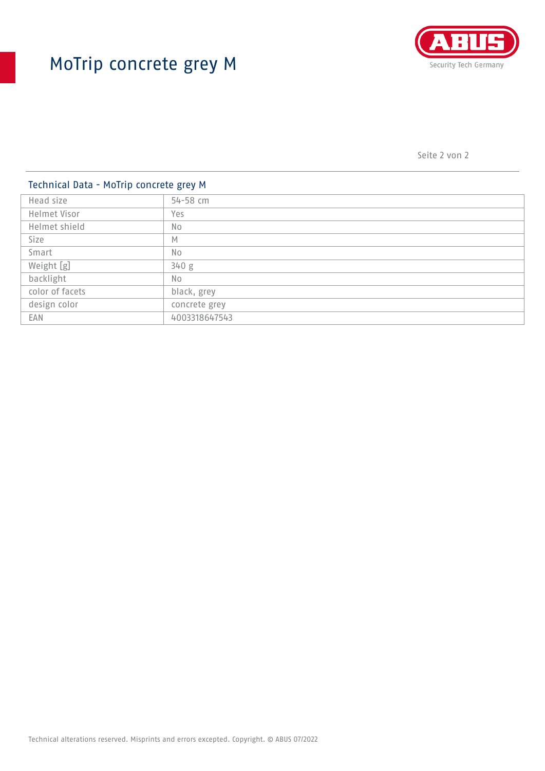# MoTrip concrete grey M

## Technical Data - MoTrip concrete grey M

| | |
|---|---|
| Head size | 54-58 cm |
| Helmet Visor | Yes |
| Helmet shield | No |
| Size | M |
| Smart | No |
| Weight [g] | 340 g |
| backlight | No |
| color of facets | black, grey |
| design color | concrete grey |
| EAN | 4003318647543 |

Technical alterations reserved. Misprints and errors excepted. Copyright. © ABUS 07/2022